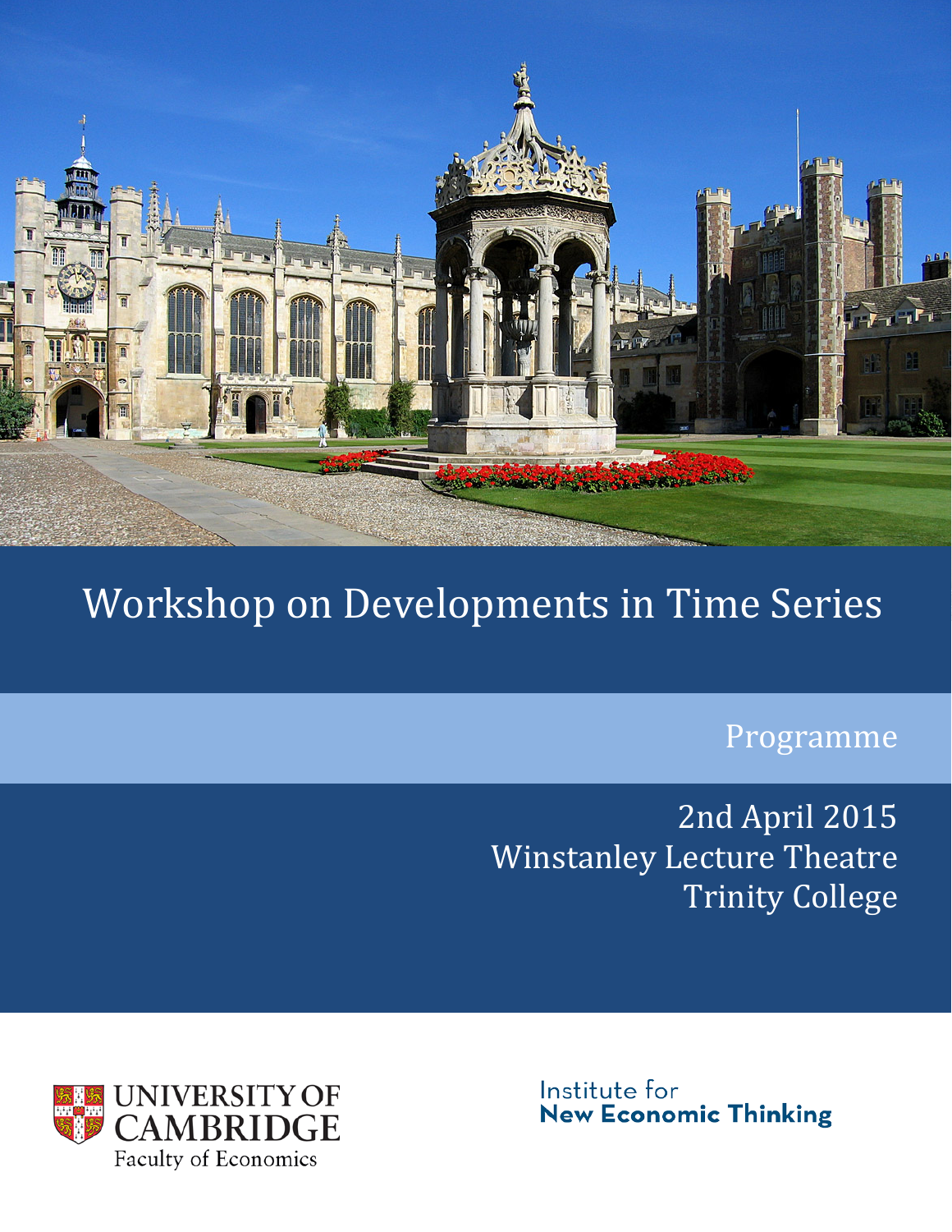# Workshop on Developments in Time Series

## Programme

2nd April 2015
Winstanley Lecture Theatre
Trinity College

UNIVERSITY OF CAMBRIDGE
Faculty of Economics

Institute for
**New Economic Thinking**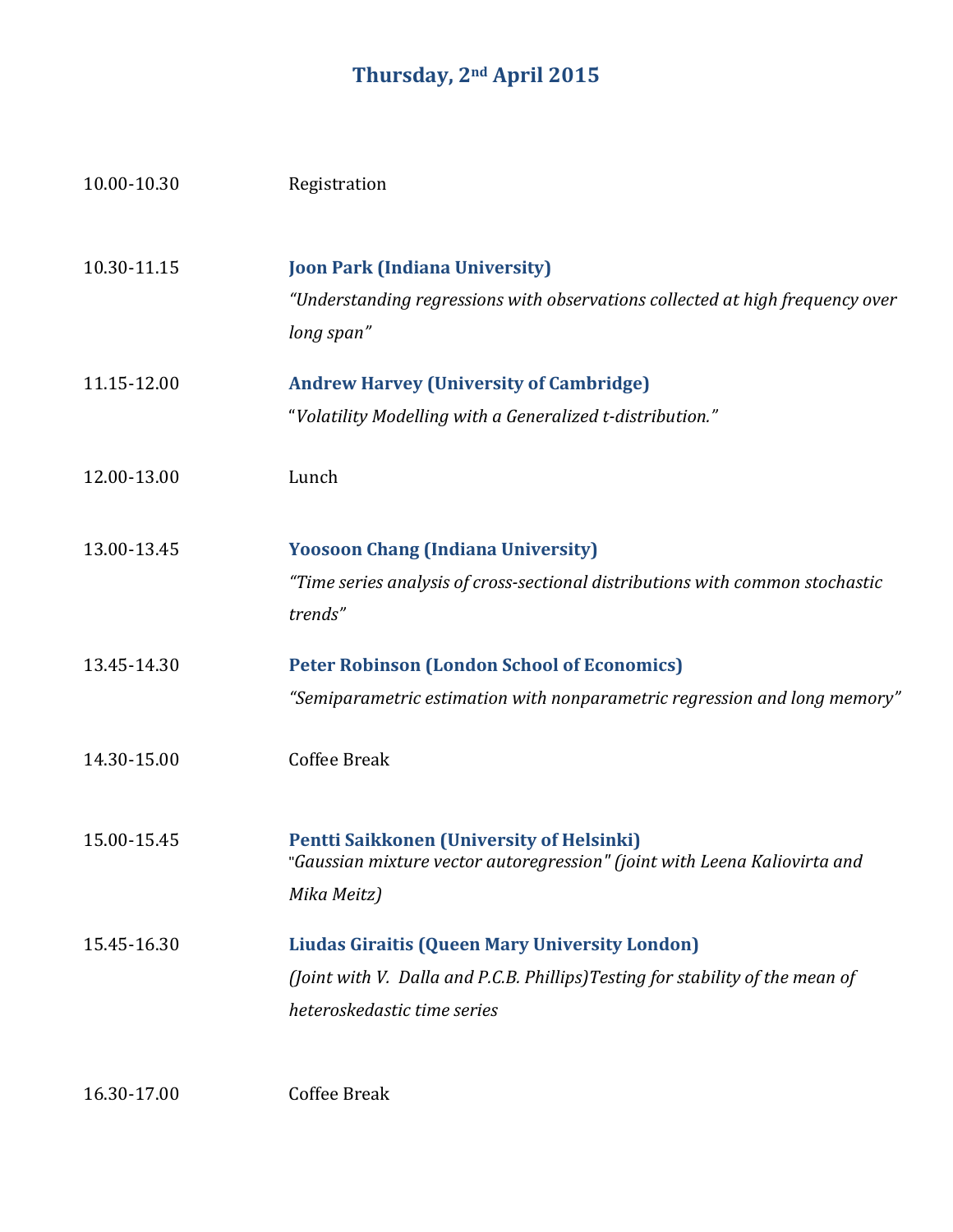## Thursday, 2nd April 2015

10.00-10.30 Registration

10.30-11.15 **Joon Park (Indiana University)**
*"Understanding regressions with observations collected at high frequency over long span"*

11.15-12.00 **Andrew Harvey (University of Cambridge)**
"*Volatility Modelling with a Generalized t-distribution."*

12.00-13.00 Lunch

13.00-13.45 **Yoosoon Chang (Indiana University)**
*"Time series analysis of cross-sectional distributions with common stochastic trends"*

13.45-14.30 **Peter Robinson (London School of Economics)**
*"Semiparametric estimation with nonparametric regression and long memory"*

14.30-15.00 Coffee Break

15.00-15.45 **Pentti Saikkonen (University of Helsinki)**
"*Gaussian mixture vector autoregression" (joint with Leena Kaliovirta and Mika Meitz)*

15.45-16.30 **Liudas Giraitis (Queen Mary University London)**
*(Joint with V. Dalla and P.C.B. Phillips)Testing for stability of the mean of heteroskedastic time series*

16.30-17.00 Coffee Break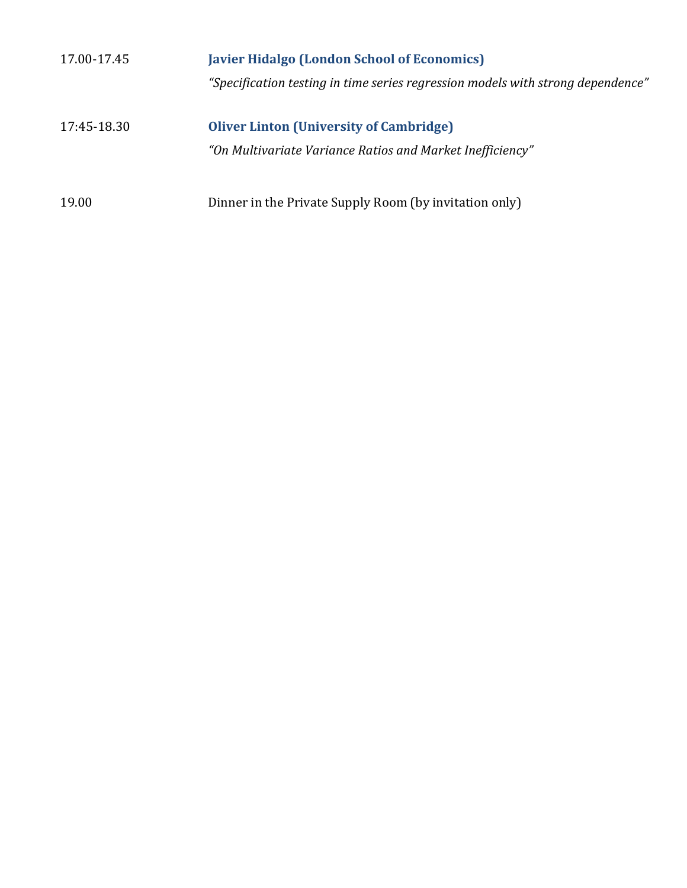17.00-17.45 **Javier Hidalgo (London School of Economics)**

*"Specification testing in time series regression models with strong dependence"*

17:45-18.30 **Oliver Linton (University of Cambridge)**

*"On Multivariate Variance Ratios and Market Inefficiency"*

19.00 Dinner in the Private Supply Room (by invitation only)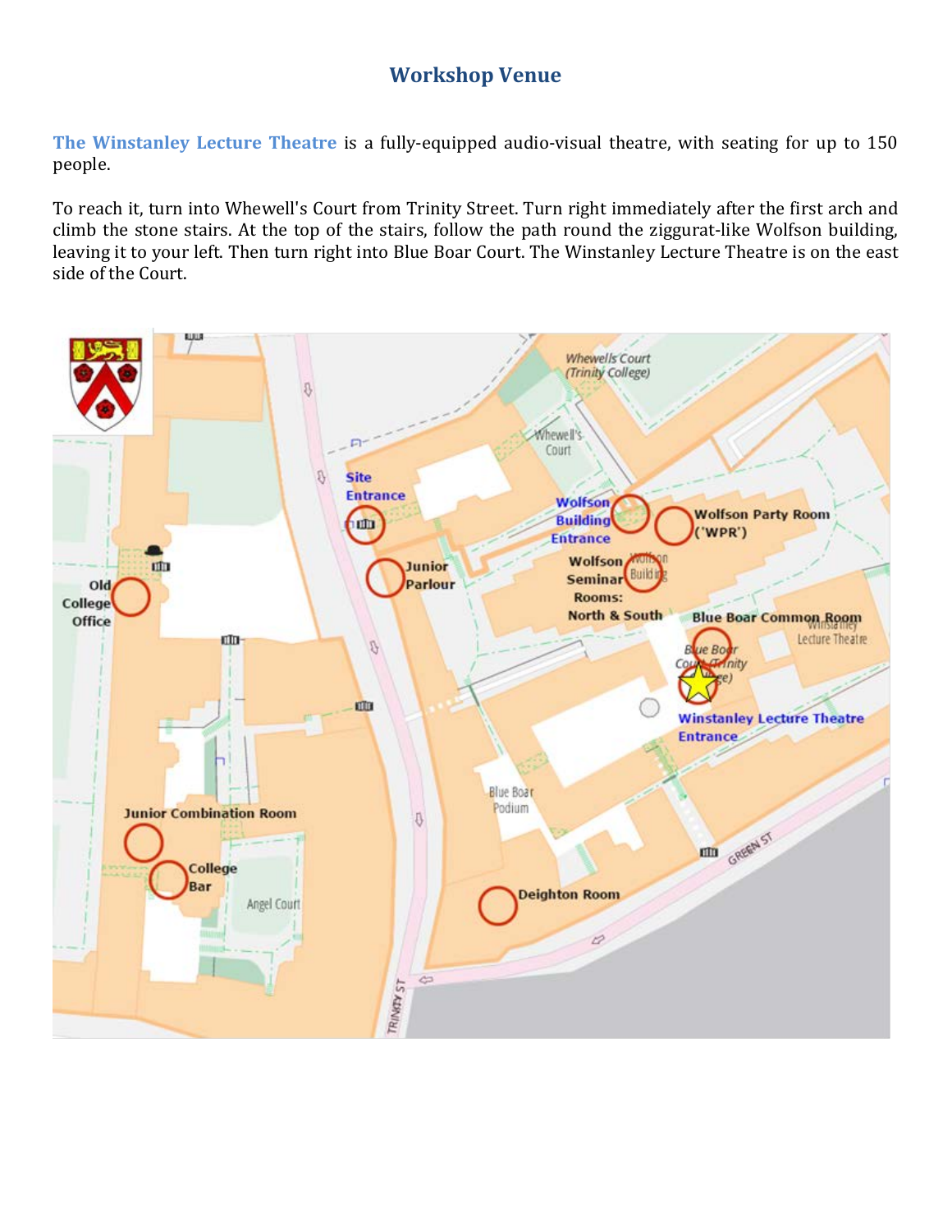## Workshop Venue

**The Winstanley Lecture Theatre** is a fully-equipped audio-visual theatre, with seating for up to 150 people.

To reach it, turn into Whewell's Court from Trinity Street. Turn right immediately after the first arch and climb the stone stairs. At the top of the stairs, follow the path round the ziggurat-like Wolfson building, leaving it to your left. Then turn right into Blue Boar Court. The Winstanley Lecture Theatre is on the east side of the Court.